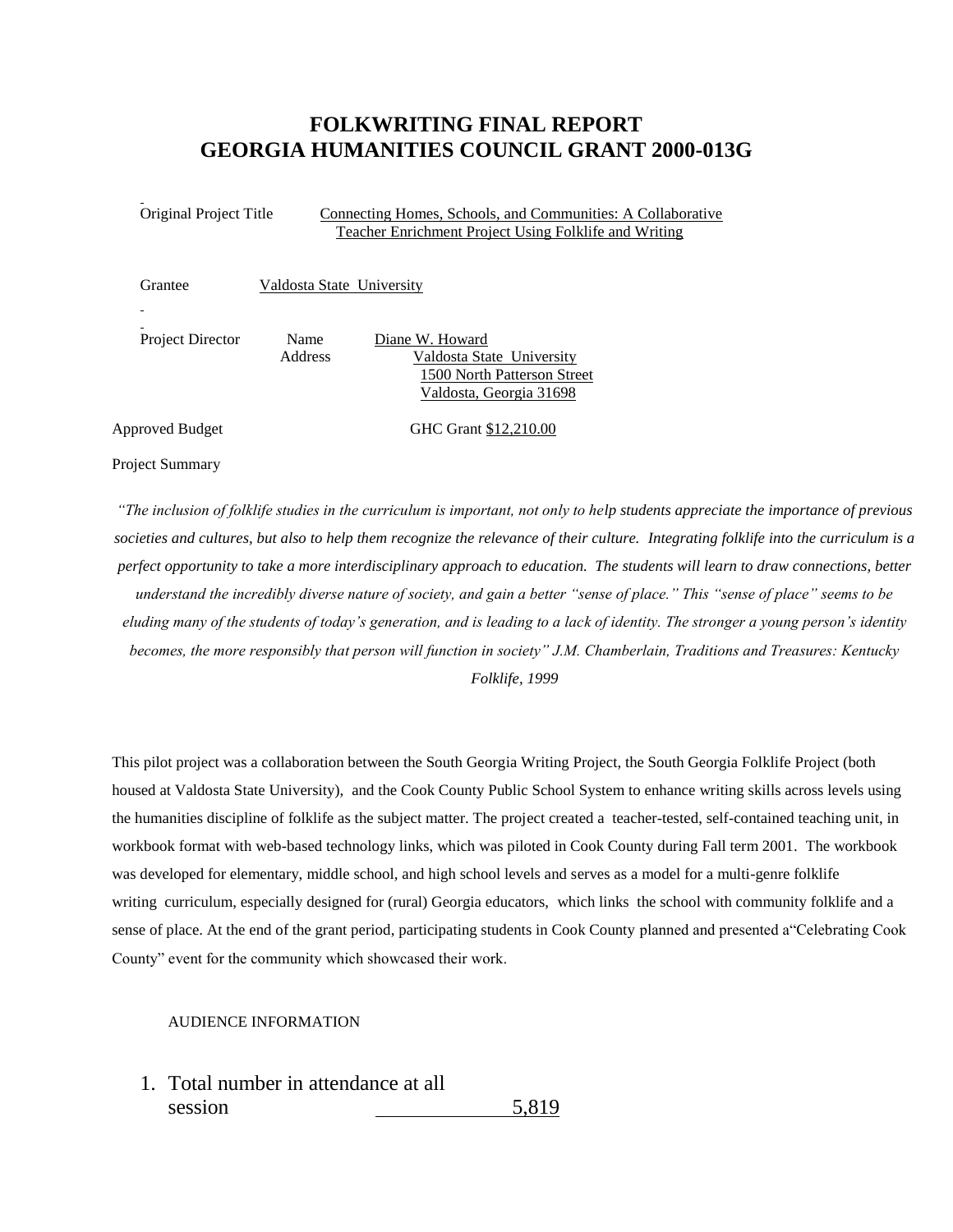# FOLKWRITING FINAL REPORT
# GEORGIA HUMANITIES COUNCIL GRANT 2000-013G

Original Project Title: Connecting Homes, Schools, and Communities: A Collaborative Teacher Enrichment Project Using Folklife and Writing

Grantee: Valdosta State University

Project Director
Name: Diane W. Howard
Address: Valdosta State University
1500 North Patterson Street
Valdosta, Georgia 31698

Approved Budget: GHC Grant $12,210.00

Project Summary

*"The inclusion of folklife studies in the curriculum is important, not only to help students appreciate the importance of previous societies and cultures, but also to help them recognize the relevance of their culture. Integrating folklife into the curriculum is a perfect opportunity to take a more interdisciplinary approach to education. The students will learn to draw connections, better understand the incredibly diverse nature of society, and gain a better "sense of place." This "sense of place" seems to be eluding many of the students of today's generation, and is leading to a lack of identity. The stronger a young person's identity becomes, the more responsibly that person will function in society" J.M. Chamberlain, Traditions and Treasures: Kentucky Folklife, 1999*

This pilot project was a collaboration between the South Georgia Writing Project, the South Georgia Folklife Project (both housed at Valdosta State University), and the Cook County Public School System to enhance writing skills across levels using the humanities discipline of folklife as the subject matter. The project created a teacher-tested, self-contained teaching unit, in workbook format with web-based technology links, which was piloted in Cook County during Fall term 2001. The workbook was developed for elementary, middle school, and high school levels and serves as a model for a multi-genre folklife writing curriculum, especially designed for (rural) Georgia educators, which links the school with community folklife and a sense of place. At the end of the grant period, participating students in Cook County planned and presented a "Celebrating Cook County" event for the community which showcased their work.

AUDIENCE INFORMATION

1. Total number in attendance at all session 5,819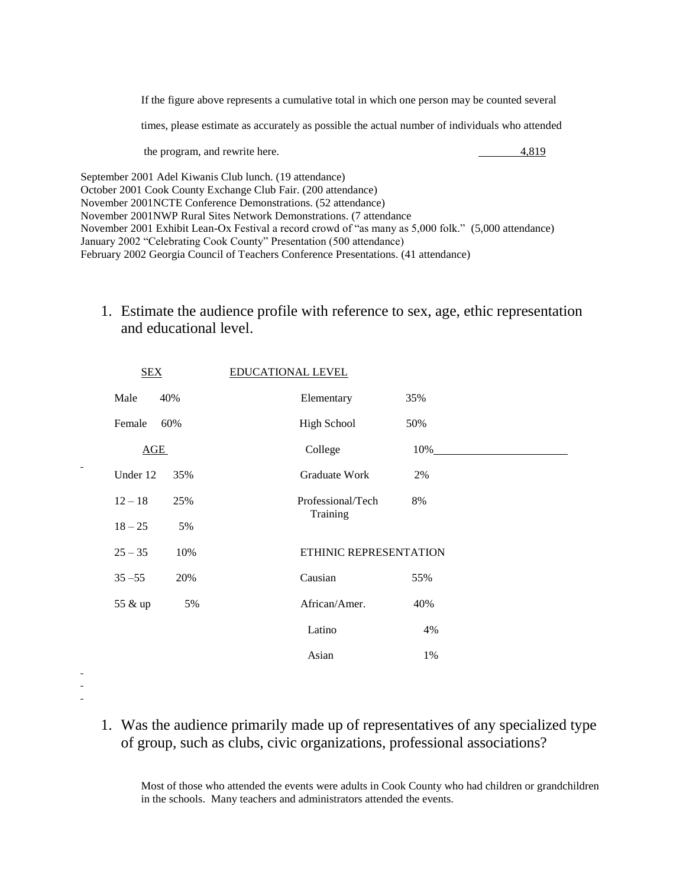If the figure above represents a cumulative total in which one person may be counted several times, please estimate as accurately as possible the actual number of individuals who attended the program, and rewrite here. 4,819

September 2001 Adel Kiwanis Club lunch. (19 attendance)
October 2001 Cook County Exchange Club Fair. (200 attendance)
November 2001NCTE Conference Demonstrations. (52 attendance)
November 2001NWP Rural Sites Network Demonstrations. (7 attendance
November 2001 Exhibit Lean-Ox Festival a record crowd of "as many as 5,000 folk." (5,000 attendance)
January 2002 "Celebrating Cook County" Presentation (500 attendance)
February 2002 Georgia Council of Teachers Conference Presentations. (41 attendance)

1. Estimate the audience profile with reference to sex, age, ethic representation and educational level.

| SEX | | EDUCATIONAL LEVEL | |
|---|---|---|---|
| Male | 40% | Elementary | 35% |
| Female | 60% | High School | 50% |
| AGE | | College | 10% |
| Under 12 | 35% | Graduate Work | 2% |
| 12 – 18 | 25% | Professional/Tech Training | 8% |
| 18 – 25 | 5% | | |
| 25 – 35 | 10% | ETHINIC REPRESENTATION | |
| 35 –55 | 20% | Causian | 55% |
| 55 & up | 5% | African/Amer. | 40% |
| | | Latino | 4% |
| | | Asian | 1% |

1. Was the audience primarily made up of representatives of any specialized type of group, such as clubs, civic organizations, professional associations?

Most of those who attended the events were adults in Cook County who had children or grandchildren in the schools. Many teachers and administrators attended the events.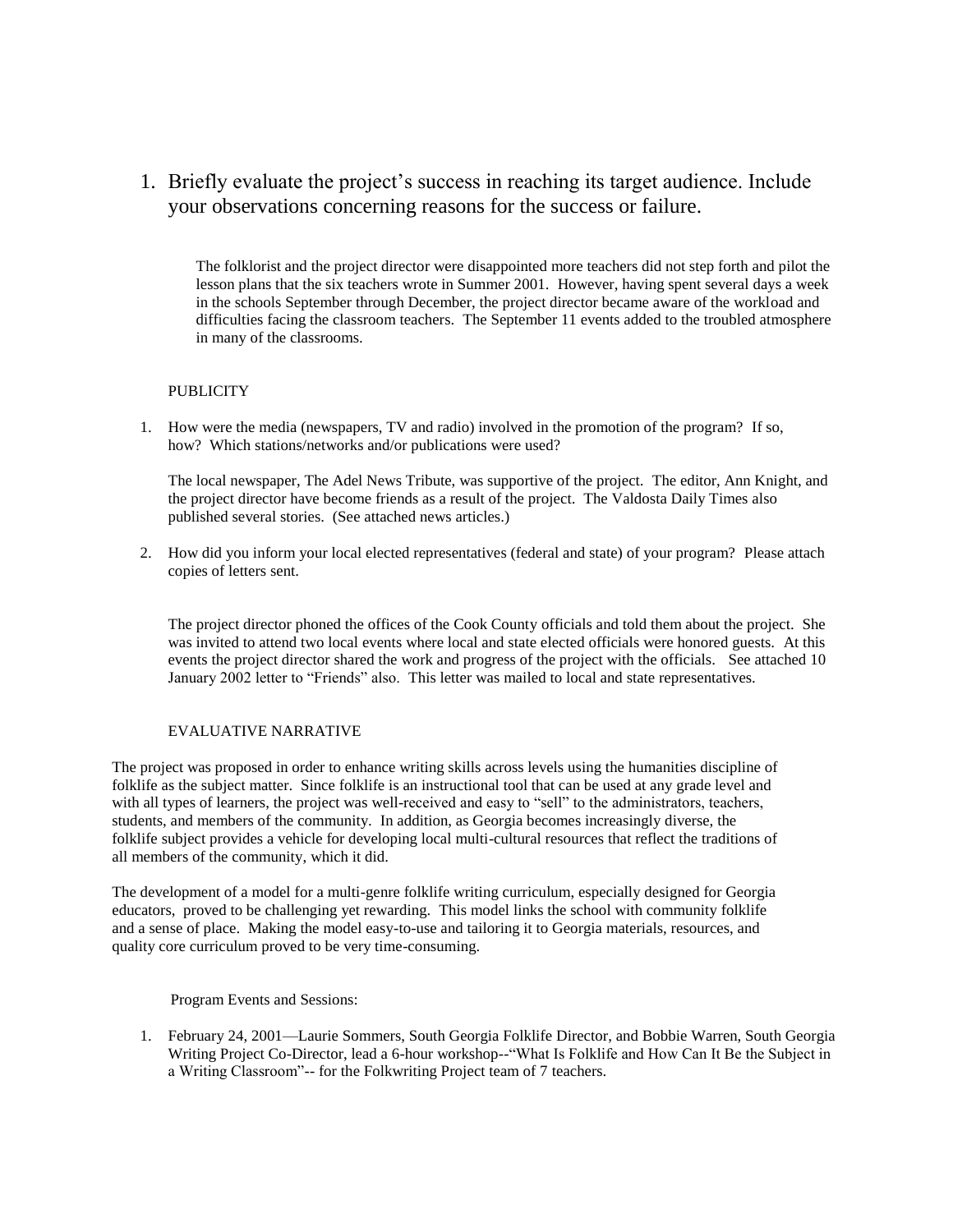1. Briefly evaluate the project's success in reaching its target audience. Include your observations concerning reasons for the success or failure.

   The folklorist and the project director were disappointed more teachers did not step forth and pilot the lesson plans that the six teachers wrote in Summer 2001. However, having spent several days a week in the schools September through December, the project director became aware of the workload and difficulties facing the classroom teachers. The September 11 events added to the troubled atmosphere in many of the classrooms.

## PUBLICITY

1. How were the media (newspapers, TV and radio) involved in the promotion of the program? If so, how? Which stations/networks and/or publications were used?

   The local newspaper, The Adel News Tribute, was supportive of the project. The editor, Ann Knight, and the project director have become friends as a result of the project. The Valdosta Daily Times also published several stories. (See attached news articles.)

2. How did you inform your local elected representatives (federal and state) of your program? Please attach copies of letters sent.

   The project director phoned the offices of the Cook County officials and told them about the project. She was invited to attend two local events where local and state elected officials were honored guests. At this events the project director shared the work and progress of the project with the officials. See attached 10 January 2002 letter to "Friends" also. This letter was mailed to local and state representatives.

## EVALUATIVE NARRATIVE

The project was proposed in order to enhance writing skills across levels using the humanities discipline of folklife as the subject matter. Since folklife is an instructional tool that can be used at any grade level and with all types of learners, the project was well-received and easy to "sell" to the administrators, teachers, students, and members of the community. In addition, as Georgia becomes increasingly diverse, the folklife subject provides a vehicle for developing local multi-cultural resources that reflect the traditions of all members of the community, which it did.

The development of a model for a multi-genre folklife writing curriculum, especially designed for Georgia educators, proved to be challenging yet rewarding. This model links the school with community folklife and a sense of place. Making the model easy-to-use and tailoring it to Georgia materials, resources, and quality core curriculum proved to be very time-consuming.

Program Events and Sessions:

1. February 24, 2001—Laurie Sommers, South Georgia Folklife Director, and Bobbie Warren, South Georgia Writing Project Co-Director, lead a 6-hour workshop--"What Is Folklife and How Can It Be the Subject in a Writing Classroom"-- for the Folkwriting Project team of 7 teachers.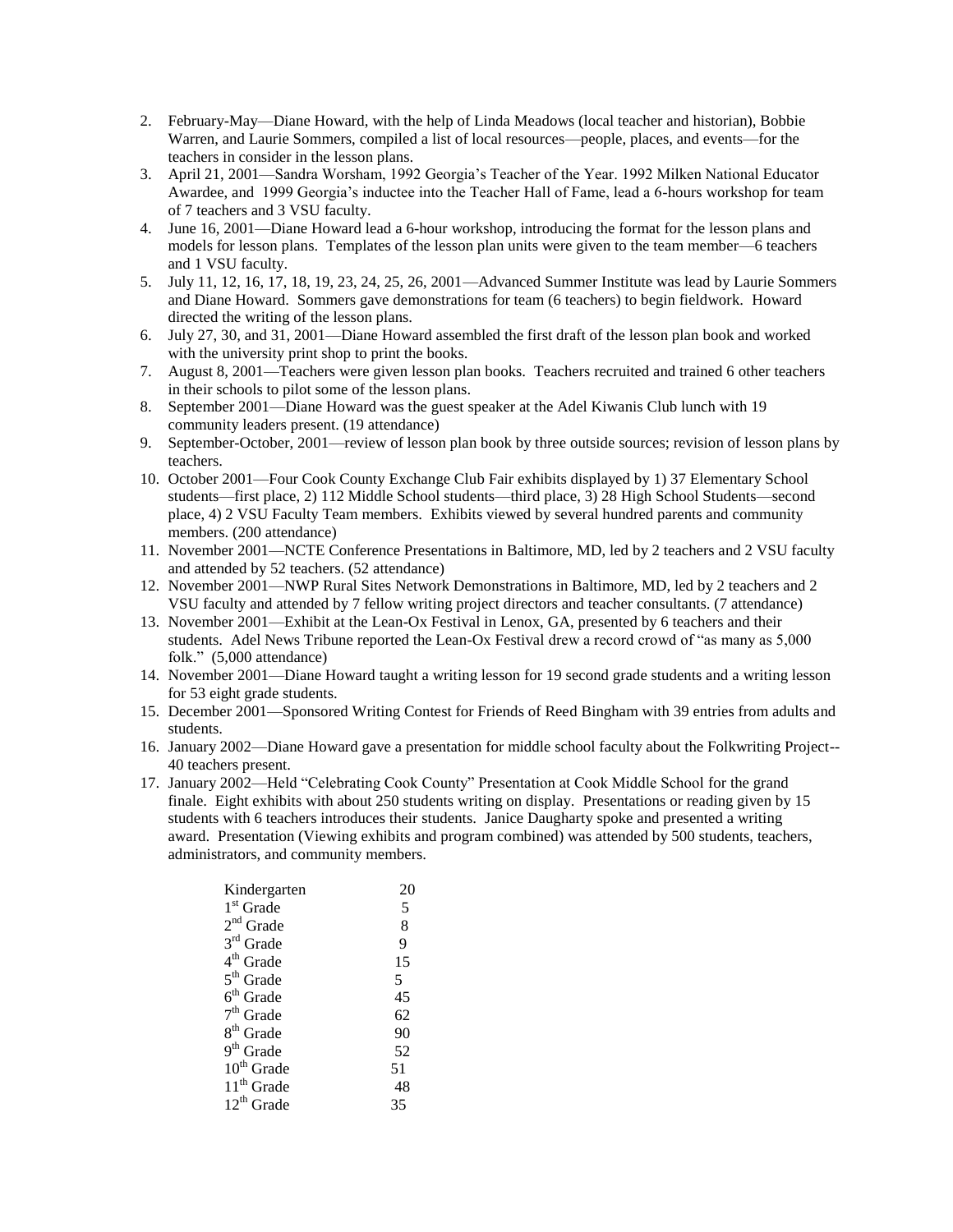2. February-May—Diane Howard, with the help of Linda Meadows (local teacher and historian), Bobbie Warren, and Laurie Sommers, compiled a list of local resources—people, places, and events—for the teachers in consider in the lesson plans.
3. April 21, 2001—Sandra Worsham, 1992 Georgia's Teacher of the Year. 1992 Milken National Educator Awardee, and 1999 Georgia's inductee into the Teacher Hall of Fame, lead a 6-hours workshop for team of 7 teachers and 3 VSU faculty.
4. June 16, 2001—Diane Howard lead a 6-hour workshop, introducing the format for the lesson plans and models for lesson plans. Templates of the lesson plan units were given to the team member—6 teachers and 1 VSU faculty.
5. July 11, 12, 16, 17, 18, 19, 23, 24, 25, 26, 2001—Advanced Summer Institute was lead by Laurie Sommers and Diane Howard. Sommers gave demonstrations for team (6 teachers) to begin fieldwork. Howard directed the writing of the lesson plans.
6. July 27, 30, and 31, 2001—Diane Howard assembled the first draft of the lesson plan book and worked with the university print shop to print the books.
7. August 8, 2001—Teachers were given lesson plan books. Teachers recruited and trained 6 other teachers in their schools to pilot some of the lesson plans.
8. September 2001—Diane Howard was the guest speaker at the Adel Kiwanis Club lunch with 19 community leaders present. (19 attendance)
9. September-October, 2001—review of lesson plan book by three outside sources; revision of lesson plans by teachers.
10. October 2001—Four Cook County Exchange Club Fair exhibits displayed by 1) 37 Elementary School students—first place, 2) 112 Middle School students—third place, 3) 28 High School Students—second place, 4) 2 VSU Faculty Team members. Exhibits viewed by several hundred parents and community members. (200 attendance)
11. November 2001—NCTE Conference Presentations in Baltimore, MD, led by 2 teachers and 2 VSU faculty and attended by 52 teachers. (52 attendance)
12. November 2001—NWP Rural Sites Network Demonstrations in Baltimore, MD, led by 2 teachers and 2 VSU faculty and attended by 7 fellow writing project directors and teacher consultants. (7 attendance)
13. November 2001—Exhibit at the Lean-Ox Festival in Lenox, GA, presented by 6 teachers and their students. Adel News Tribune reported the Lean-Ox Festival drew a record crowd of "as many as 5,000 folk." (5,000 attendance)
14. November 2001—Diane Howard taught a writing lesson for 19 second grade students and a writing lesson for 53 eight grade students.
15. December 2001—Sponsored Writing Contest for Friends of Reed Bingham with 39 entries from adults and students.
16. January 2002—Diane Howard gave a presentation for middle school faculty about the Folkwriting Project--40 teachers present.
17. January 2002—Held "Celebrating Cook County" Presentation at Cook Middle School for the grand finale. Eight exhibits with about 250 students writing on display. Presentations or reading given by 15 students with 6 teachers introduces their students. Janice Daugharty spoke and presented a writing award. Presentation (Viewing exhibits and program combined) was attended by 500 students, teachers, administrators, and community members.

| | |
|---|---|
| Kindergarten | 20 |
| 1st Grade | 5 |
| 2nd Grade | 8 |
| 3rd Grade | 9 |
| 4th Grade | 15 |
| 5th Grade | 5 |
| 6th Grade | 45 |
| 7th Grade | 62 |
| 8th Grade | 90 |
| 9th Grade | 52 |
| 10th Grade | 51 |
| 11th Grade | 48 |
| 12th Grade | 35 |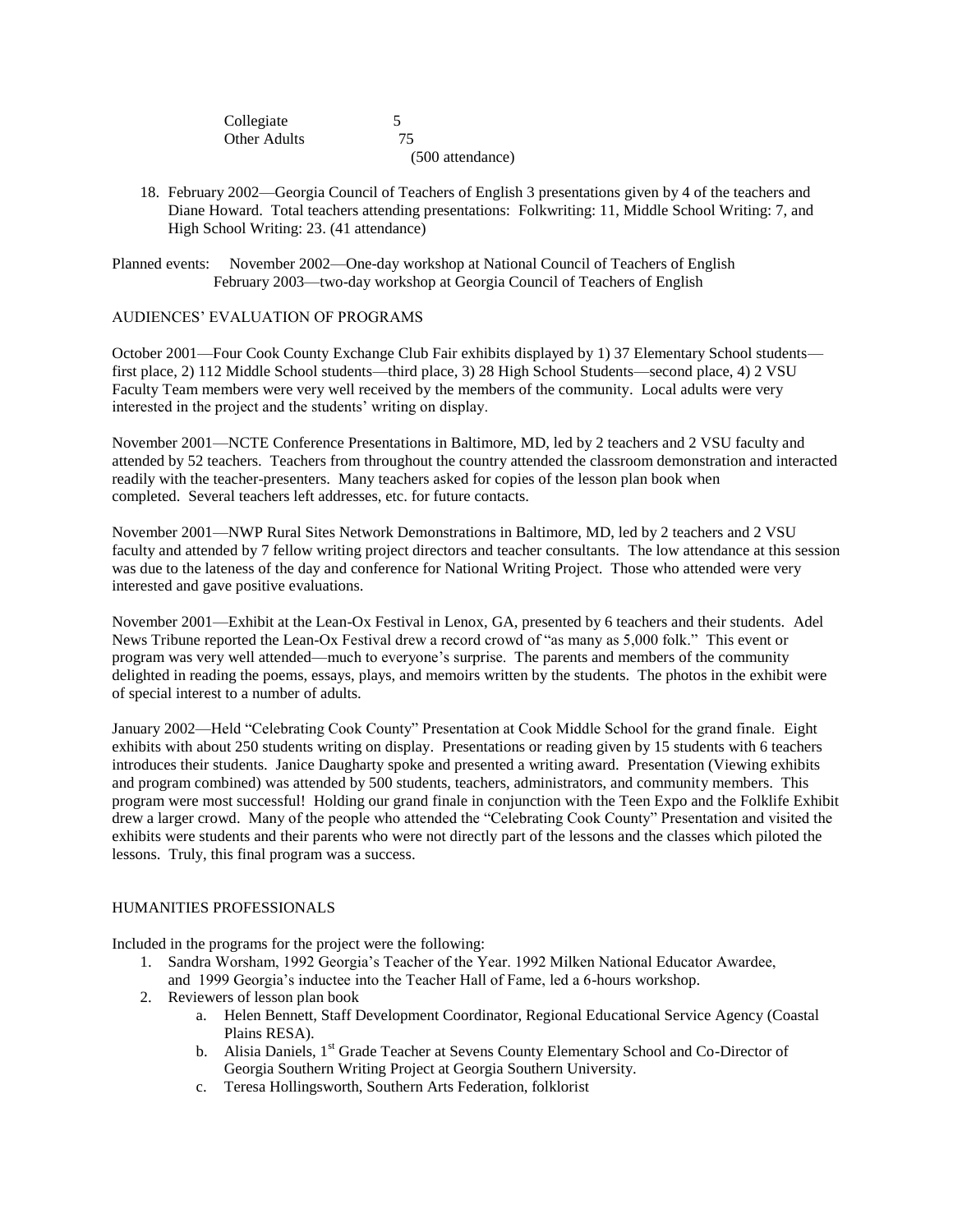| | |
|---|---|
| Collegiate | 5 |
| Other Adults | 75 |
| | (500 attendance) |

18. February 2002—Georgia Council of Teachers of English 3 presentations given by 4 of the teachers and Diane Howard. Total teachers attending presentations: Folkwriting: 11, Middle School Writing: 7, and High School Writing: 23. (41 attendance)

Planned events: November 2002—One-day workshop at National Council of Teachers of English
February 2003—two-day workshop at Georgia Council of Teachers of English

AUDIENCES' EVALUATION OF PROGRAMS

October 2001—Four Cook County Exchange Club Fair exhibits displayed by 1) 37 Elementary School students—first place, 2) 112 Middle School students—third place, 3) 28 High School Students—second place, 4) 2 VSU Faculty Team members were very well received by the members of the community. Local adults were very interested in the project and the students' writing on display.

November 2001—NCTE Conference Presentations in Baltimore, MD, led by 2 teachers and 2 VSU faculty and attended by 52 teachers. Teachers from throughout the country attended the classroom demonstration and interacted readily with the teacher-presenters. Many teachers asked for copies of the lesson plan book when completed. Several teachers left addresses, etc. for future contacts.

November 2001—NWP Rural Sites Network Demonstrations in Baltimore, MD, led by 2 teachers and 2 VSU faculty and attended by 7 fellow writing project directors and teacher consultants. The low attendance at this session was due to the lateness of the day and conference for National Writing Project. Those who attended were very interested and gave positive evaluations.

November 2001—Exhibit at the Lean-Ox Festival in Lenox, GA, presented by 6 teachers and their students. Adel News Tribune reported the Lean-Ox Festival drew a record crowd of "as many as 5,000 folk." This event or program was very well attended—much to everyone's surprise. The parents and members of the community delighted in reading the poems, essays, plays, and memoirs written by the students. The photos in the exhibit were of special interest to a number of adults.

January 2002—Held "Celebrating Cook County" Presentation at Cook Middle School for the grand finale. Eight exhibits with about 250 students writing on display. Presentations or reading given by 15 students with 6 teachers introduces their students. Janice Daugharty spoke and presented a writing award. Presentation (Viewing exhibits and program combined) was attended by 500 students, teachers, administrators, and community members. This program were most successful! Holding our grand finale in conjunction with the Teen Expo and the Folklife Exhibit drew a larger crowd. Many of the people who attended the "Celebrating Cook County" Presentation and visited the exhibits were students and their parents who were not directly part of the lessons and the classes which piloted the lessons. Truly, this final program was a success.

HUMANITIES PROFESSIONALS

Included in the programs for the project were the following:

1. Sandra Worsham, 1992 Georgia's Teacher of the Year. 1992 Milken National Educator Awardee, and 1999 Georgia's inductee into the Teacher Hall of Fame, led a 6-hours workshop.
2. Reviewers of lesson plan book
   a. Helen Bennett, Staff Development Coordinator, Regional Educational Service Agency (Coastal Plains RESA).
   b. Alisia Daniels, 1st Grade Teacher at Sevens County Elementary School and Co-Director of Georgia Southern Writing Project at Georgia Southern University.
   c. Teresa Hollingsworth, Southern Arts Federation, folklorist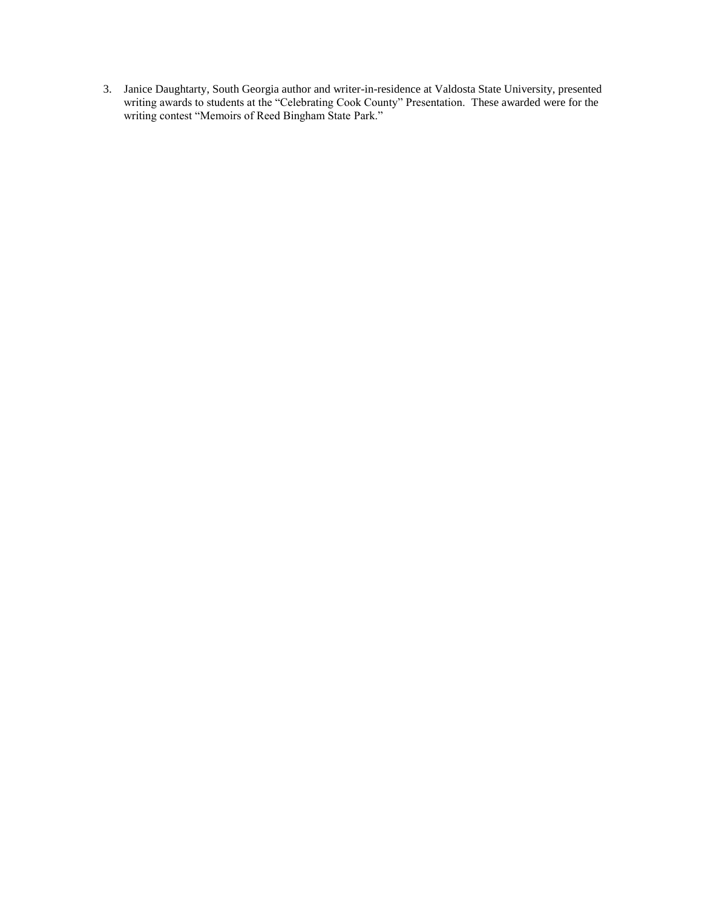3. Janice Daughtarty, South Georgia author and writer-in-residence at Valdosta State University, presented writing awards to students at the "Celebrating Cook County" Presentation. These awarded were for the writing contest "Memoirs of Reed Bingham State Park."